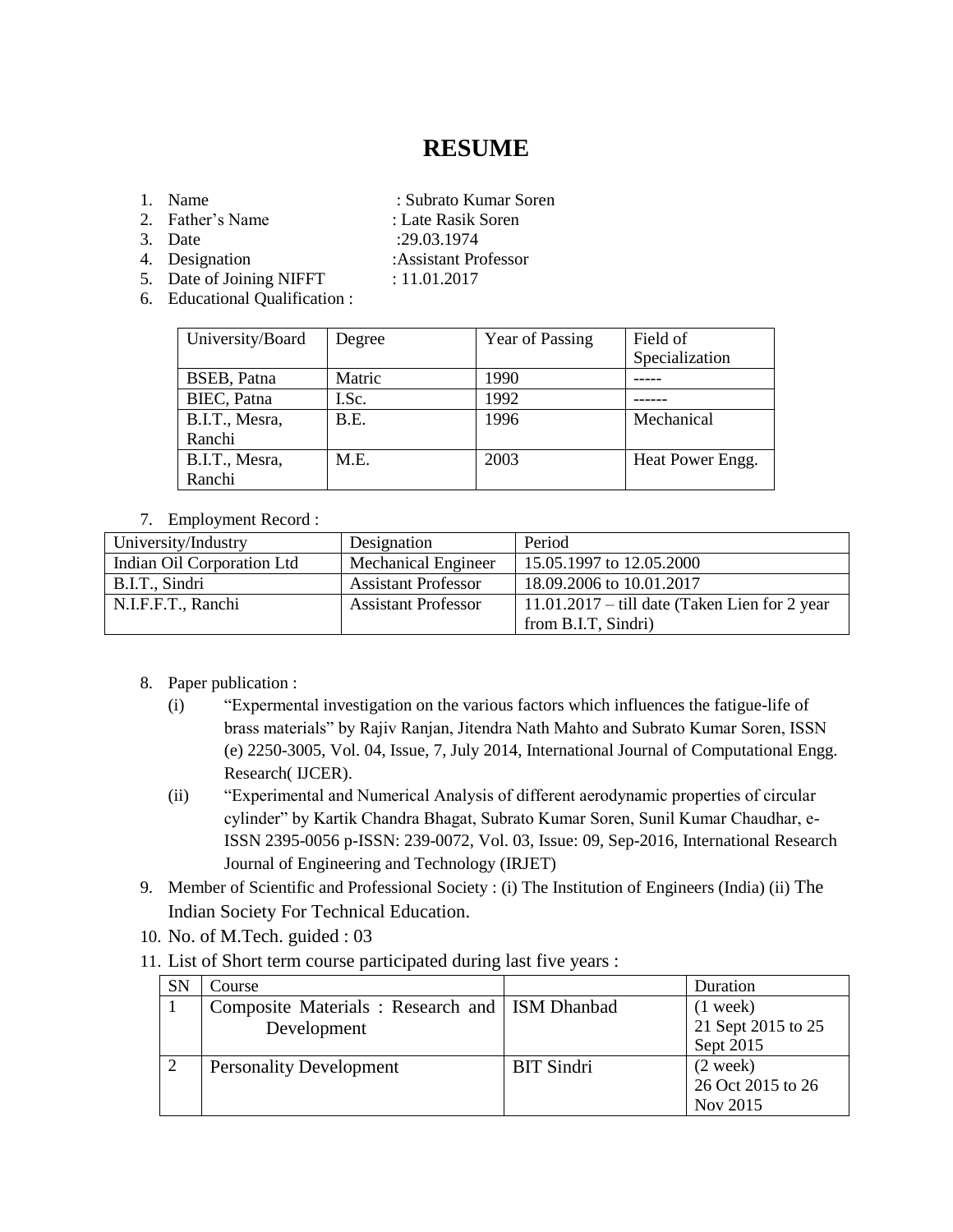# RESUME

1. Name : Subrato Kumar Soren
2. Father's Name : Late Rasik Soren
3. Date :29.03.1974
4. Designation :Assistant Professor
5. Date of Joining NIFFT : 11.01.2017
6. Educational Qualification :

| University/Board | Degree | Year of Passing | Field of Specialization |
|---|---|---|---|
| BSEB, Patna | Matric | 1990 | ----- |
| BIEC, Patna | I.Sc. | 1992 | ------ |
| B.I.T., Mesra, Ranchi | B.E. | 1996 | Mechanical |
| B.I.T., Mesra, Ranchi | M.E. | 2003 | Heat Power Engg. |

7. Employment Record :

| University/Industry | Designation | Period |
|---|---|---|
| Indian Oil Corporation Ltd | Mechanical Engineer | 15.05.1997 to 12.05.2000 |
| B.I.T., Sindri | Assistant Professor | 18.09.2006 to 10.01.2017 |
| N.I.F.F.T., Ranchi | Assistant Professor | 11.01.2017 – till date (Taken Lien for 2 year from B.I.T, Sindri) |

8. Paper publication :
   (i) "Expermental investigation on the various factors which influences the fatigue-life of brass materials" by Rajiv Ranjan, Jitendra Nath Mahto and Subrato Kumar Soren, ISSN (e) 2250-3005, Vol. 04, Issue, 7, July 2014, International Journal of Computational Engg. Research( IJCER).
   (ii) "Experimental and Numerical Analysis of different aerodynamic properties of circular cylinder" by Kartik Chandra Bhagat, Subrato Kumar Soren, Sunil Kumar Chaudhar, e-ISSN 2395-0056 p-ISSN: 239-0072, Vol. 03, Issue: 09, Sep-2016, International Research Journal of Engineering and Technology (IRJET)
9. Member of Scientific and Professional Society : (i) The Institution of Engineers (India) (ii) The Indian Society For Technical Education.
10. No. of M.Tech. guided : 03
11. List of Short term course participated during last five years :

| SN | Course | | Duration |
|---|---|---|---|
| 1 | Composite Materials : Research and Development | ISM Dhanbad | (1 week) 21 Sept 2015 to 25 Sept 2015 |
| 2 | Personality Development | BIT Sindri | (2 week) 26 Oct 2015 to 26 Nov 2015 |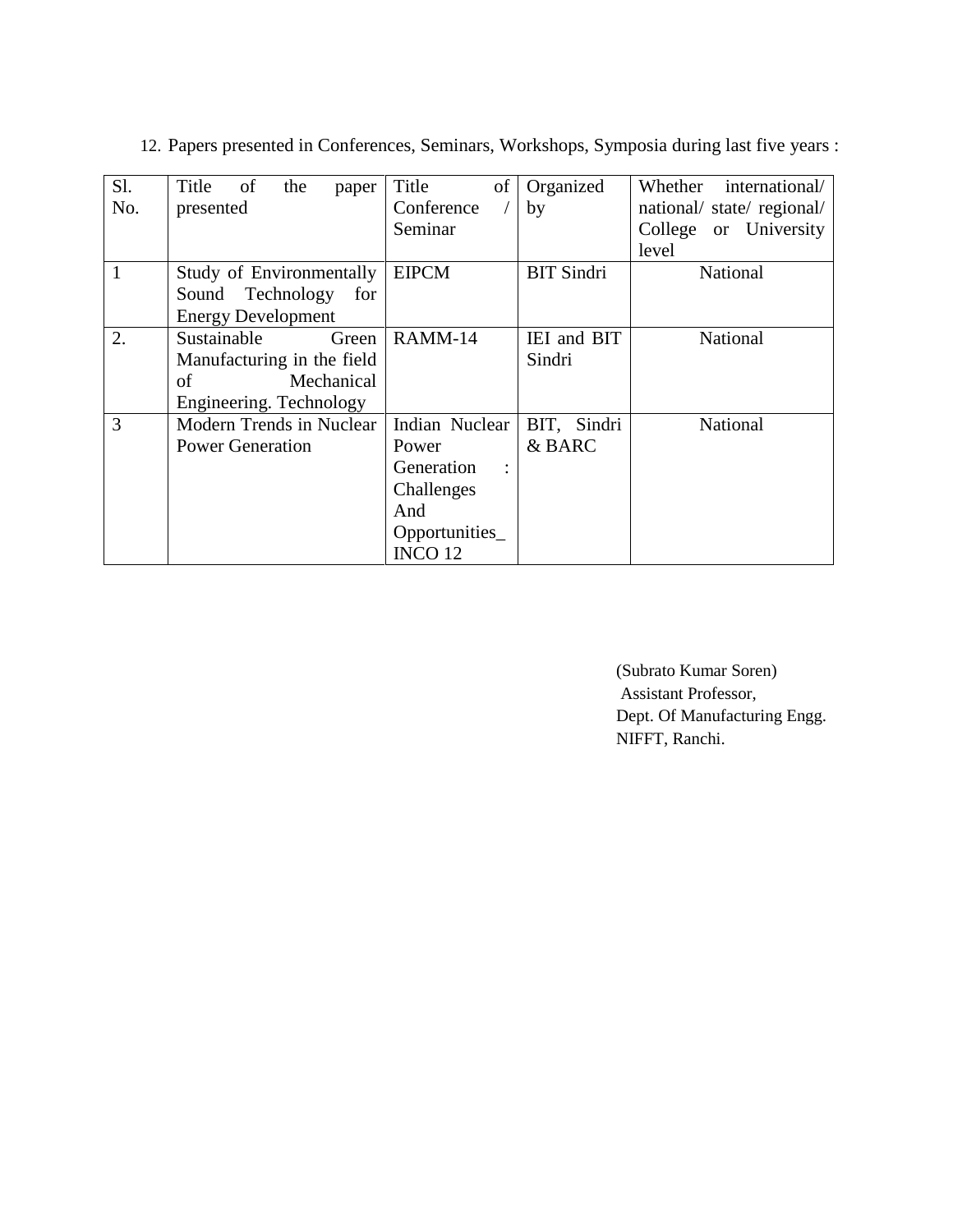12. Papers presented in Conferences, Seminars, Workshops, Symposia during last five years :

| Sl. No. | Title of the paper presented | Title of Conference / Seminar | Organized by | Whether international/ national/ state/ regional/ College or University level |
|---|---|---|---|---|
| 1 | Study of Environmentally Sound Technology for Energy Development | EIPCM | BIT Sindri | National |
| 2. | Sustainable Green Manufacturing in the field of Mechanical Engineering. Technology | RAMM-14 | IEI and BIT Sindri | National |
| 3 | Modern Trends in Nuclear Power Generation | Indian Nuclear Power Generation : Challenges And Opportunities_ INCO 12 | BIT, Sindri & BARC | National |

(Subrato Kumar Soren)
Assistant Professor,
Dept. Of Manufacturing Engg.
NIFFT, Ranchi.